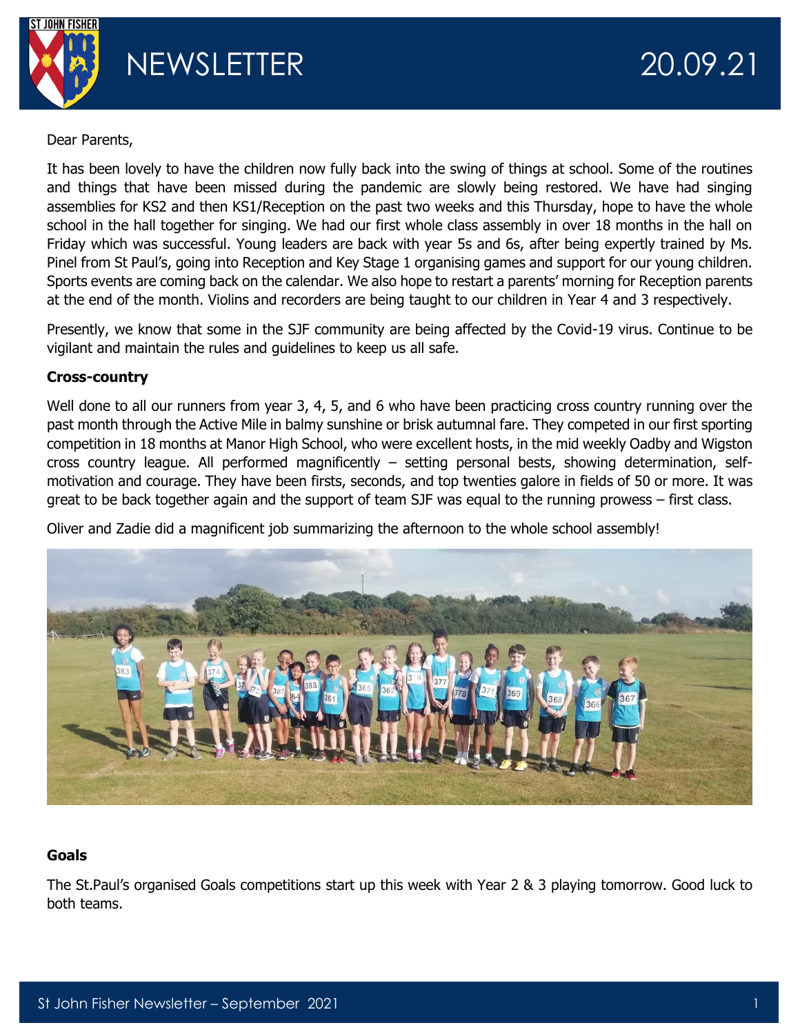# NEWSLETTER 20.09.21

Dear Parents,

It has been lovely to have the children now fully back into the swing of things at school. Some of the routines and things that have been missed during the pandemic are slowly being restored. We have had singing assemblies for KS2 and then KS1/Reception on the past two weeks and this Thursday, hope to have the whole school in the hall together for singing. We had our first whole class assembly in over 18 months in the hall on Friday which was successful. Young leaders are back with year 5s and 6s, after being expertly trained by Ms. Pinel from St Paul's, going into Reception and Key Stage 1 organising games and support for our young children. Sports events are coming back on the calendar. We also hope to restart a parents' morning for Reception parents at the end of the month. Violins and recorders are being taught to our children in Year 4 and 3 respectively.

Presently, we know that some in the SJF community are being affected by the Covid-19 virus. Continue to be vigilant and maintain the rules and guidelines to keep us all safe.

**Cross-country**

Well done to all our runners from year 3, 4, 5, and 6 who have been practicing cross country running over the past month through the Active Mile in balmy sunshine or brisk autumnal fare. They competed in our first sporting competition in 18 months at Manor High School, who were excellent hosts, in the mid weekly Oadby and Wigston cross country league. All performed magnificently – setting personal bests, showing determination, self-motivation and courage. They have been firsts, seconds, and top twenties galore in fields of 50 or more. It was great to be back together again and the support of team SJF was equal to the running prowess – first class.

Oliver and Zadie did a magnificent job summarizing the afternoon to the whole school assembly!

**Goals**

The St.Paul's organised Goals competitions start up this week with Year 2 & 3 playing tomorrow. Good luck to both teams.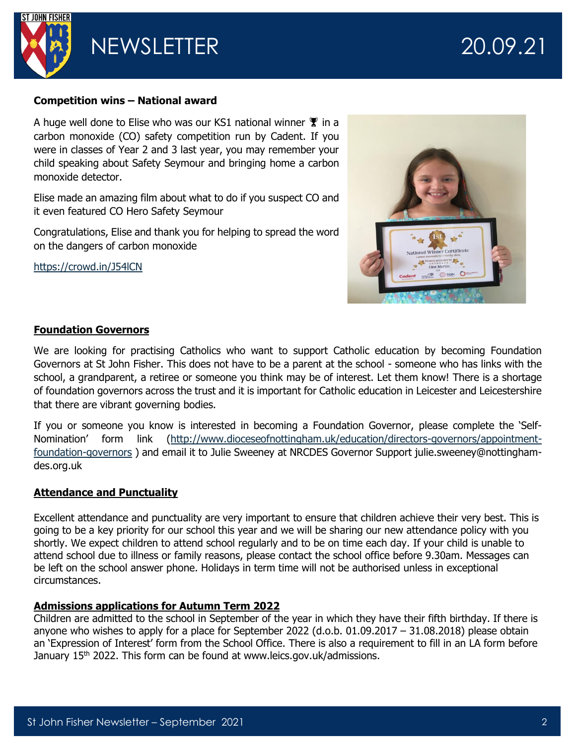## Competition wins – National award

A huge well done to Elise who was our KS1 national winner 🏆 in a carbon monoxide (CO) safety competition run by Cadent. If you were in classes of Year 2 and 3 last year, you may remember your child speaking about Safety Seymour and bringing home a carbon monoxide detector.

Elise made an amazing film about what to do if you suspect CO and it even featured CO Hero Safety Seymour

Congratulations, Elise and thank you for helping to spread the word on the dangers of carbon monoxide

https://crowd.in/J54lCN

## Foundation Governors

We are looking for practising Catholics who want to support Catholic education by becoming Foundation Governors at St John Fisher. This does not have to be a parent at the school - someone who has links with the school, a grandparent, a retiree or someone you think may be of interest. Let them know! There is a shortage of foundation governors across the trust and it is important for Catholic education in Leicester and Leicestershire that there are vibrant governing bodies.

If you or someone you know is interested in becoming a Foundation Governor, please complete the 'Self-Nomination' form link (http://www.dioceseofnottingham.uk/education/directors-governors/appointment-foundation-governors ) and email it to Julie Sweeney at NRCDES Governor Support julie.sweeney@nottingham-des.org.uk

## Attendance and Punctuality

Excellent attendance and punctuality are very important to ensure that children achieve their very best. This is going to be a key priority for our school this year and we will be sharing our new attendance policy with you shortly. We expect children to attend school regularly and to be on time each day. If your child is unable to attend school due to illness or family reasons, please contact the school office before 9.30am. Messages can be left on the school answer phone. Holidays in term time will not be authorised unless in exceptional circumstances.

## Admissions applications for Autumn Term 2022

Children are admitted to the school in September of the year in which they have their fifth birthday. If there is anyone who wishes to apply for a place for September 2022 (d.o.b. 01.09.2017 – 31.08.2018) please obtain an 'Expression of Interest' form from the School Office. There is also a requirement to fill in an LA form before January 15th 2022. This form can be found at www.leics.gov.uk/admissions.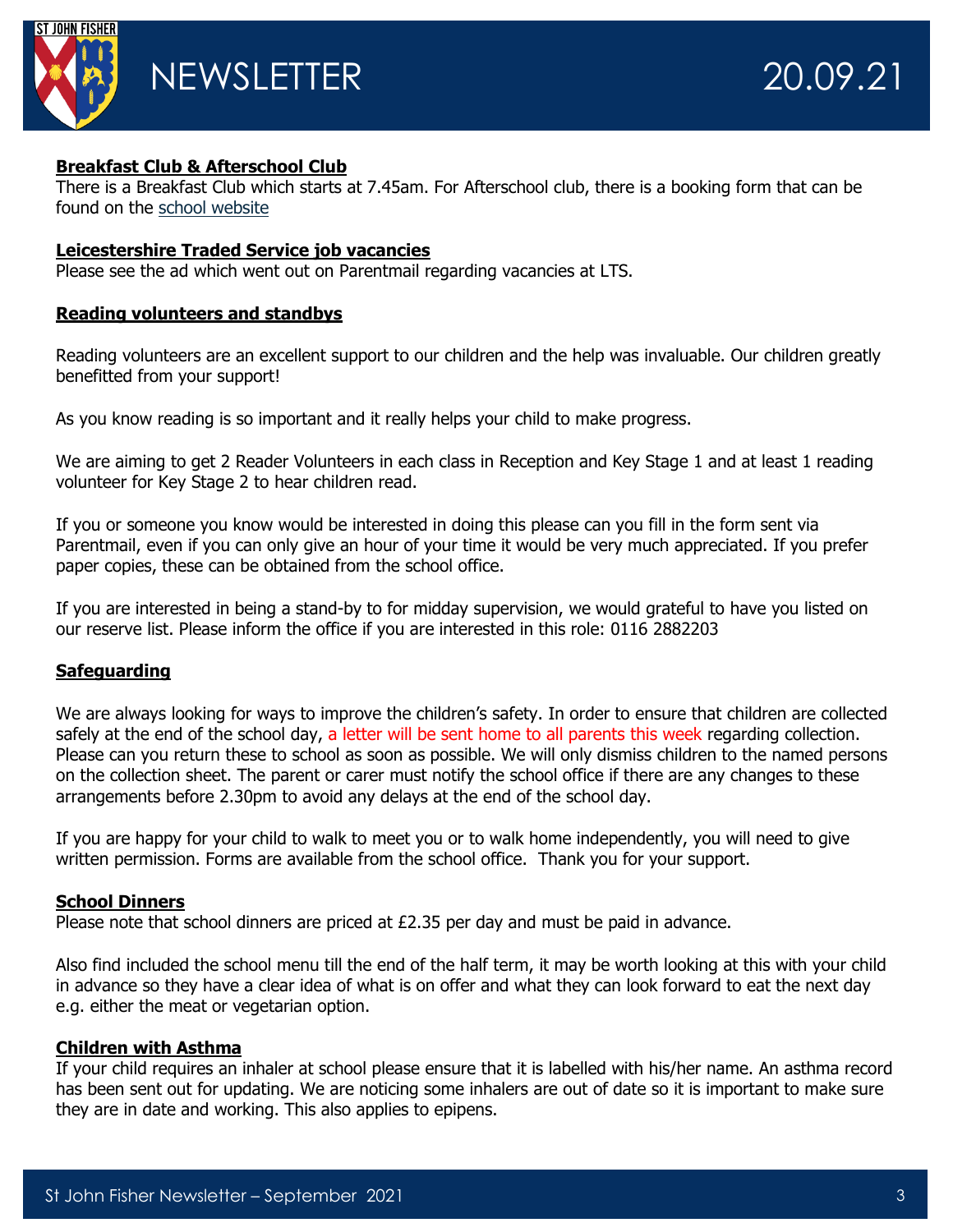**Breakfast Club & Afterschool Club**

There is a Breakfast Club which starts at 7.45am. For Afterschool club, there is a booking form that can be found on the school website

**Leicestershire Traded Service job vacancies**

Please see the ad which went out on Parentmail regarding vacancies at LTS.

**Reading volunteers and standbys**

Reading volunteers are an excellent support to our children and the help was invaluable. Our children greatly benefitted from your support!

As you know reading is so important and it really helps your child to make progress.

We are aiming to get 2 Reader Volunteers in each class in Reception and Key Stage 1 and at least 1 reading volunteer for Key Stage 2 to hear children read.

If you or someone you know would be interested in doing this please can you fill in the form sent via Parentmail, even if you can only give an hour of your time it would be very much appreciated. If you prefer paper copies, these can be obtained from the school office.

If you are interested in being a stand-by to for midday supervision, we would grateful to have you listed on our reserve list. Please inform the office if you are interested in this role: 0116 2882203

**Safeguarding**

We are always looking for ways to improve the children's safety. In order to ensure that children are collected safely at the end of the school day, a letter will be sent home to all parents this week regarding collection. Please can you return these to school as soon as possible. We will only dismiss children to the named persons on the collection sheet. The parent or carer must notify the school office if there are any changes to these arrangements before 2.30pm to avoid any delays at the end of the school day.

If you are happy for your child to walk to meet you or to walk home independently, you will need to give written permission. Forms are available from the school office. Thank you for your support.

**School Dinners**

Please note that school dinners are priced at £2.35 per day and must be paid in advance.

Also find included the school menu till the end of the half term, it may be worth looking at this with your child in advance so they have a clear idea of what is on offer and what they can look forward to eat the next day e.g. either the meat or vegetarian option.

**Children with Asthma**

If your child requires an inhaler at school please ensure that it is labelled with his/her name. An asthma record has been sent out for updating. We are noticing some inhalers are out of date so it is important to make sure they are in date and working. This also applies to epipens.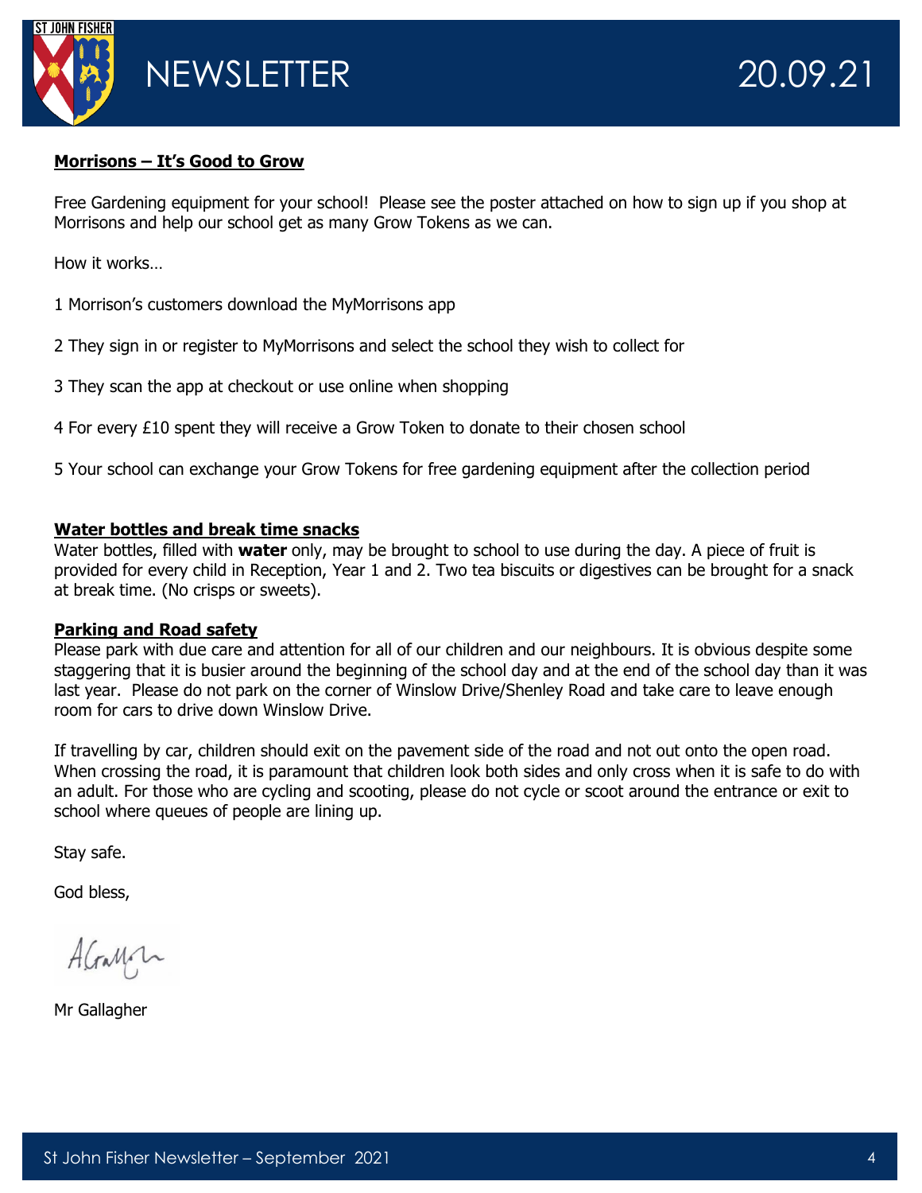## Morrisons – It's Good to Grow

Free Gardening equipment for your school! Please see the poster attached on how to sign up if you shop at Morrisons and help our school get as many Grow Tokens as we can.

How it works…

1 Morrison's customers download the MyMorrisons app

2 They sign in or register to MyMorrisons and select the school they wish to collect for

3 They scan the app at checkout or use online when shopping

4 For every £10 spent they will receive a Grow Token to donate to their chosen school

5 Your school can exchange your Grow Tokens for free gardening equipment after the collection period

## Water bottles and break time snacks

Water bottles, filled with **water** only, may be brought to school to use during the day. A piece of fruit is provided for every child in Reception, Year 1 and 2. Two tea biscuits or digestives can be brought for a snack at break time. (No crisps or sweets).

## Parking and Road safety

Please park with due care and attention for all of our children and our neighbours. It is obvious despite some staggering that it is busier around the beginning of the school day and at the end of the school day than it was last year. Please do not park on the corner of Winslow Drive/Shenley Road and take care to leave enough room for cars to drive down Winslow Drive.

If travelling by car, children should exit on the pavement side of the road and not out onto the open road. When crossing the road, it is paramount that children look both sides and only cross when it is safe to do with an adult. For those who are cycling and scooting, please do not cycle or scoot around the entrance or exit to school where queues of people are lining up.

Stay safe.

God bless,

Mr Gallagher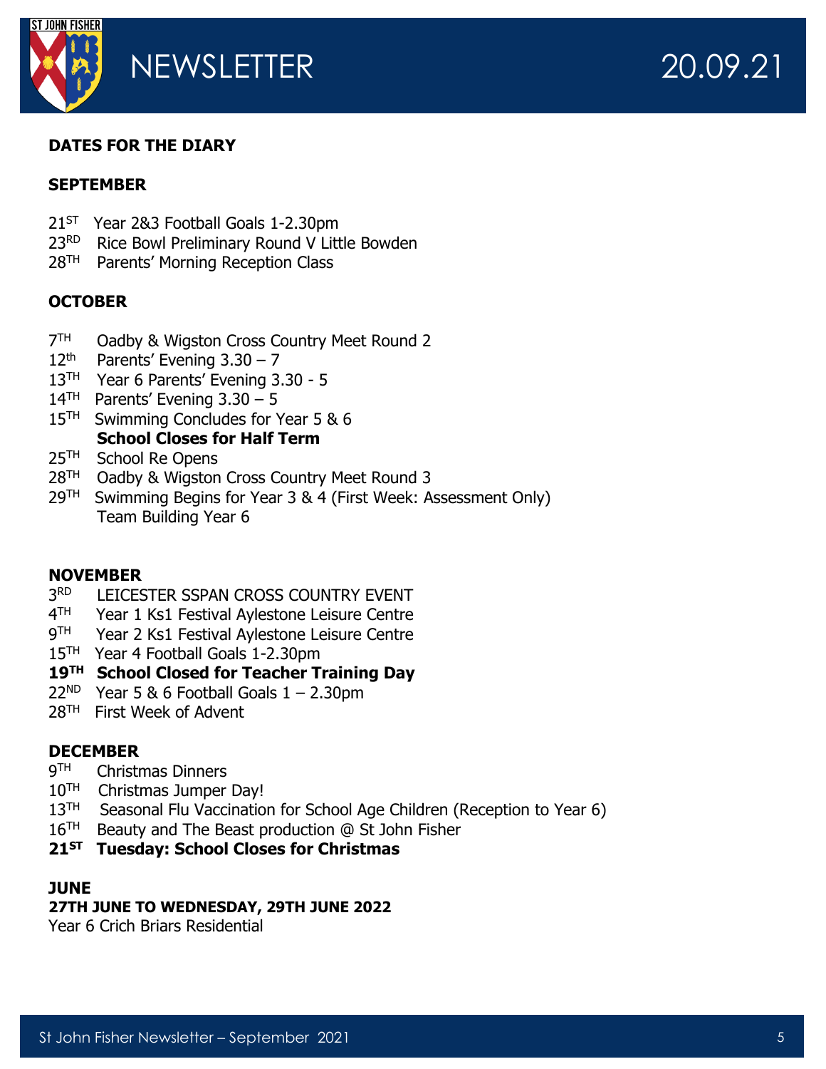# NEWSLETTER 20.09.21

**DATES FOR THE DIARY**

**SEPTEMBER**

21ST Year 2&3 Football Goals 1-2.30pm
23RD Rice Bowl Preliminary Round V Little Bowden
28TH Parents' Morning Reception Class

**OCTOBER**

7TH Oadby & Wigston Cross Country Meet Round 2
12th Parents' Evening 3.30 – 7
13TH Year 6 Parents' Evening 3.30 - 5
14TH Parents' Evening 3.30 – 5
15TH Swimming Concludes for Year 5 & 6
**School Closes for Half Term**
25TH School Re Opens
28TH Oadby & Wigston Cross Country Meet Round 3
29TH Swimming Begins for Year 3 & 4 (First Week: Assessment Only)
Team Building Year 6

**NOVEMBER**

3RD LEICESTER SSPAN CROSS COUNTRY EVENT
4TH Year 1 Ks1 Festival Aylestone Leisure Centre
9TH Year 2 Ks1 Festival Aylestone Leisure Centre
15TH Year 4 Football Goals 1-2.30pm
**19TH School Closed for Teacher Training Day**
22ND Year 5 & 6 Football Goals 1 – 2.30pm
28TH First Week of Advent

**DECEMBER**

9TH Christmas Dinners
10TH Christmas Jumper Day!
13TH Seasonal Flu Vaccination for School Age Children (Reception to Year 6)
16TH Beauty and The Beast production @ St John Fisher
**21ST Tuesday: School Closes for Christmas**

**JUNE**

**27TH JUNE TO WEDNESDAY, 29TH JUNE 2022**
Year 6 Crich Briars Residential